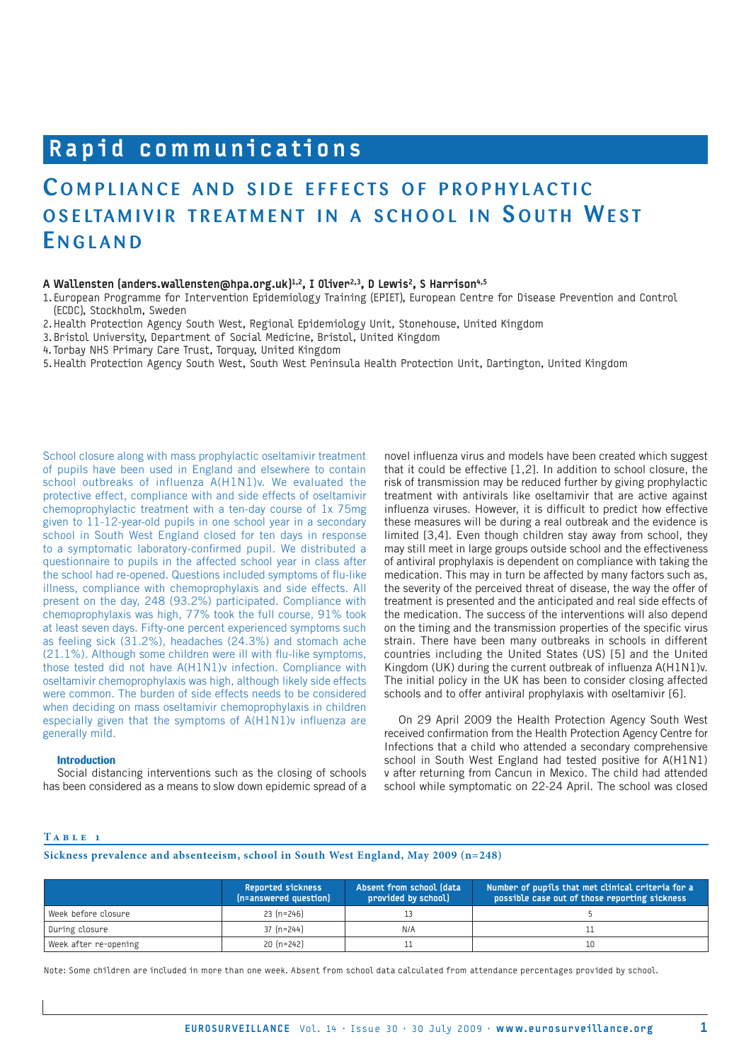# Rapid communications

# Compliance and side effects of prophylactic oseltamivir treatment in a school in South West England

**A Wallensten (anders.wallensten@hpa.org.uk)[1,2], I Oliver[2,3], D Lewis[2], S Harrison[4,5]**

1. European Programme for Intervention Epidemiology Training (EPIET), European Centre for Disease Prevention and Control (ECDC), Stockholm, Sweden
2. Health Protection Agency South West, Regional Epidemiology Unit, Stonehouse, United Kingdom
3. Bristol University, Department of Social Medicine, Bristol, United Kingdom
4. Torbay NHS Primary Care Trust, Torquay, United Kingdom
5. Health Protection Agency South West, South West Peninsula Health Protection Unit, Dartington, United Kingdom

School closure along with mass prophylactic oseltamivir treatment of pupils have been used in England and elsewhere to contain school outbreaks of influenza A(H1N1)v. We evaluated the protective effect, compliance with and side effects of oseltamivir chemoprophylactic treatment with a ten-day course of 1x 75mg given to 11-12-year-old pupils in one school year in a secondary school in South West England closed for ten days in response to a symptomatic laboratory-confirmed pupil. We distributed a questionnaire to pupils in the affected school year in class after the school had re-opened. Questions included symptoms of flu-like illness, compliance with chemoprophylaxis and side effects. All present on the day, 248 (93.2%) participated. Compliance with chemoprophylaxis was high, 77% took the full course, 91% took at least seven days. Fifty-one percent experienced symptoms such as feeling sick (31.2%), headaches (24.3%) and stomach ache (21.1%). Although some children were ill with flu-like symptoms, those tested did not have A(H1N1)v infection. Compliance with oseltamivir chemoprophylaxis was high, although likely side effects were common. The burden of side effects needs to be considered when deciding on mass oseltamivir chemoprophylaxis in children especially given that the symptoms of A(H1N1)v influenza are generally mild.

## Introduction

Social distancing interventions such as the closing of schools has been considered as a means to slow down epidemic spread of a novel influenza virus and models have been created which suggest that it could be effective [1,2]. In addition to school closure, the risk of transmission may be reduced further by giving prophylactic treatment with antivirals like oseltamivir that are active against influenza viruses. However, it is difficult to predict how effective these measures will be during a real outbreak and the evidence is limited [3,4]. Even though children stay away from school, they may still meet in large groups outside school and the effectiveness of antiviral prophylaxis is dependent on compliance with taking the medication. This may in turn be affected by many factors such as, the severity of the perceived threat of disease, the way the offer of treatment is presented and the anticipated and real side effects of the medication. The success of the interventions will also depend on the timing and the transmission properties of the specific virus strain. There have been many outbreaks in schools in different countries including the United States (US) [5] and the United Kingdom (UK) during the current outbreak of influenza A(H1N1)v. The initial policy in the UK has been to consider closing affected schools and to offer antiviral prophylaxis with oseltamivir [6].

On 29 April 2009 the Health Protection Agency South West received confirmation from the Health Protection Agency Centre for Infections that a child who attended a secondary comprehensive school in South West England had tested positive for A(H1N1) v after returning from Cancun in Mexico. The child had attended school while symptomatic on 22-24 April. The school was closed

**Table 1**

**Sickness prevalence and absenteeism, school in South West England, May 2009 (n=248)**

| | Reported sickness (n=answered question) | Absent from school (data provided by school) | Number of pupils that met clinical criteria for a possible case out of those reporting sickness |
|---|---|---|---|
| Week before closure | 23 (n=246) | 13 | 5 |
| During closure | 37 (n=244) | N/A | 11 |
| Week after re-opening | 20 (n=242) | 11 | 10 |

Note: Some children are included in more than one week. Absent from school data calculated from attendance percentages provided by school.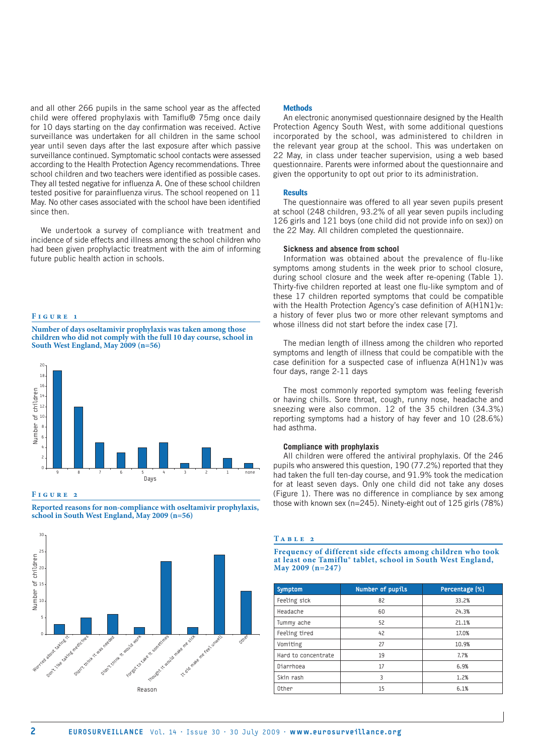and all other 266 pupils in the same school year as the affected child were offered prophylaxis with Tamiflu® 75mg once daily for 10 days starting on the day confirmation was received. Active surveillance was undertaken for all children in the same school year until seven days after the last exposure after which passive surveillance continued. Symptomatic school contacts were assessed according to the Health Protection Agency recommendations. Three school children and two teachers were identified as possible cases. They all tested negative for influenza A. One of these school children tested positive for parainfluenza virus. The school reopened on 11 May. No other cases associated with the school have been identified since then.

We undertook a survey of compliance with treatment and incidence of side effects and illness among the school children who had been given prophylactic treatment with the aim of informing future public health action in schools.

**Figure 1**

**Number of days oseltamivir prophylaxis was taken among those children who did not comply with the full 10 day course, school in South West England, May 2009 (n=56)**

**Figure 2**

**Reported reasons for non-compliance with oseltamivir prophylaxis, school in South West England, May 2009 (n=56)**

## Methods

An electronic anonymised questionnaire designed by the Health Protection Agency South West, with some additional questions incorporated by the school, was administered to children in the relevant year group at the school. This was undertaken on 22 May, in class under teacher supervision, using a web based questionnaire. Parents were informed about the questionnaire and given the opportunity to opt out prior to its administration.

## Results

The questionnaire was offered to all year seven pupils present at school (248 children, 93.2% of all year seven pupils including 126 girls and 121 boys (one child did not provide info on sex)) on the 22 May. All children completed the questionnaire.

### Sickness and absence from school

Information was obtained about the prevalence of flu-like symptoms among students in the week prior to school closure, during school closure and the week after re-opening (Table 1). Thirty-five children reported at least one flu-like symptom and of these 17 children reported symptoms that could be compatible with the Health Protection Agency's case definition of A(H1N1)v: a history of fever plus two or more other relevant symptoms and whose illness did not start before the index case [7].

The median length of illness among the children who reported symptoms and length of illness that could be compatible with the case definition for a suspected case of influenza A(H1N1)v was four days, range 2-11 days

The most commonly reported symptom was feeling feverish or having chills. Sore throat, cough, runny nose, headache and sneezing were also common. 12 of the 35 children (34.3%) reporting symptoms had a history of hay fever and 10 (28.6%) had asthma.

### Compliance with prophylaxis

All children were offered the antiviral prophylaxis. Of the 246 pupils who answered this question, 190 (77.2%) reported that they had taken the full ten-day course, and 91.9% took the medication for at least seven days. Only one child did not take any doses (Figure 1). There was no difference in compliance by sex among those with known sex (n=245). Ninety-eight out of 125 girls (78%)

**Table 2**

**Frequency of different side effects among children who took at least one Tamiflu® tablet, school in South West England, May 2009 (n=247)**

| Symptom | Number of pupils | Percentage (%) |
|---|---|---|
| Feeling sick | 82 | 33.2% |
| Headache | 60 | 24.3% |
| Tummy ache | 52 | 21.1% |
| Feeling tired | 42 | 17.0% |
| Vomiting | 27 | 10.9% |
| Hard to concentrate | 19 | 7.7% |
| Diarrhoea | 17 | 6.9% |
| Skin rash | 3 | 1.2% |
| Other | 15 | 6.1% |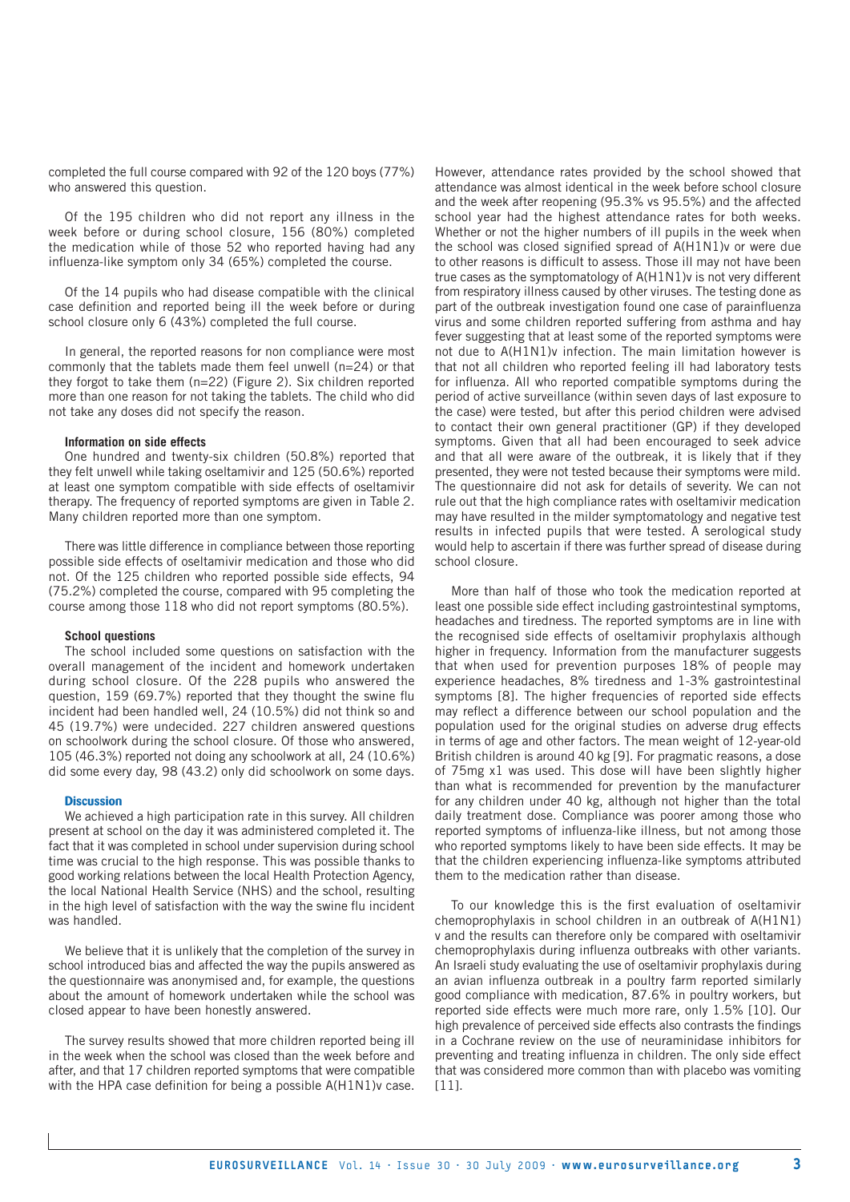completed the full course compared with 92 of the 120 boys (77%) who answered this question.

Of the 195 children who did not report any illness in the week before or during school closure, 156 (80%) completed the medication while of those 52 who reported having had any influenza-like symptom only 34 (65%) completed the course.

Of the 14 pupils who had disease compatible with the clinical case definition and reported being ill the week before or during school closure only 6 (43%) completed the full course.

In general, the reported reasons for non compliance were most commonly that the tablets made them feel unwell (n=24) or that they forgot to take them (n=22) (Figure 2). Six children reported more than one reason for not taking the tablets. The child who did not take any doses did not specify the reason.

#### Information on side effects

One hundred and twenty-six children (50.8%) reported that they felt unwell while taking oseltamivir and 125 (50.6%) reported at least one symptom compatible with side effects of oseltamivir therapy. The frequency of reported symptoms are given in Table 2. Many children reported more than one symptom.

There was little difference in compliance between those reporting possible side effects of oseltamivir medication and those who did not. Of the 125 children who reported possible side effects, 94 (75.2%) completed the course, compared with 95 completing the course among those 118 who did not report symptoms (80.5%).

#### School questions

The school included some questions on satisfaction with the overall management of the incident and homework undertaken during school closure. Of the 228 pupils who answered the question, 159 (69.7%) reported that they thought the swine flu incident had been handled well, 24 (10.5%) did not think so and 45 (19.7%) were undecided. 227 children answered questions on schoolwork during the school closure. Of those who answered, 105 (46.3%) reported not doing any schoolwork at all, 24 (10.6%) did some every day, 98 (43.2) only did schoolwork on some days.

### Discussion

We achieved a high participation rate in this survey. All children present at school on the day it was administered completed it. The fact that it was completed in school under supervision during school time was crucial to the high response. This was possible thanks to good working relations between the local Health Protection Agency, the local National Health Service (NHS) and the school, resulting in the high level of satisfaction with the way the swine flu incident was handled.

We believe that it is unlikely that the completion of the survey in school introduced bias and affected the way the pupils answered as the questionnaire was anonymised and, for example, the questions about the amount of homework undertaken while the school was closed appear to have been honestly answered.

The survey results showed that more children reported being ill in the week when the school was closed than the week before and after, and that 17 children reported symptoms that were compatible with the HPA case definition for being a possible A(H1N1)v case. However, attendance rates provided by the school showed that attendance was almost identical in the week before school closure and the week after reopening (95.3% vs 95.5%) and the affected school year had the highest attendance rates for both weeks. Whether or not the higher numbers of ill pupils in the week when the school was closed signified spread of A(H1N1)v or were due to other reasons is difficult to assess. Those ill may not have been true cases as the symptomatology of A(H1N1)v is not very different from respiratory illness caused by other viruses. The testing done as part of the outbreak investigation found one case of parainfluenza virus and some children reported suffering from asthma and hay fever suggesting that at least some of the reported symptoms were not due to A(H1N1)v infection. The main limitation however is that not all children who reported feeling ill had laboratory tests for influenza. All who reported compatible symptoms during the period of active surveillance (within seven days of last exposure to the case) were tested, but after this period children were advised to contact their own general practitioner (GP) if they developed symptoms. Given that all had been encouraged to seek advice and that all were aware of the outbreak, it is likely that if they presented, they were not tested because their symptoms were mild. The questionnaire did not ask for details of severity. We can not rule out that the high compliance rates with oseltamivir medication may have resulted in the milder symptomatology and negative test results in infected pupils that were tested. A serological study would help to ascertain if there was further spread of disease during school closure.

More than half of those who took the medication reported at least one possible side effect including gastrointestinal symptoms, headaches and tiredness. The reported symptoms are in line with the recognised side effects of oseltamivir prophylaxis although higher in frequency. Information from the manufacturer suggests that when used for prevention purposes 18% of people may experience headaches, 8% tiredness and 1-3% gastrointestinal symptoms [8]. The higher frequencies of reported side effects may reflect a difference between our school population and the population used for the original studies on adverse drug effects in terms of age and other factors. The mean weight of 12-year-old British children is around 40 kg [9]. For pragmatic reasons, a dose of 75mg x1 was used. This dose will have been slightly higher than what is recommended for prevention by the manufacturer for any children under 40 kg, although not higher than the total daily treatment dose. Compliance was poorer among those who reported symptoms of influenza-like illness, but not among those who reported symptoms likely to have been side effects. It may be that the children experiencing influenza-like symptoms attributed them to the medication rather than disease.

To our knowledge this is the first evaluation of oseltamivir chemoprophylaxis in school children in an outbreak of A(H1N1)v and the results can therefore only be compared with oseltamivir chemoprophylaxis during influenza outbreaks with other variants. An Israeli study evaluating the use of oseltamivir prophylaxis during an avian influenza outbreak in a poultry farm reported similarly good compliance with medication, 87.6% in poultry workers, but reported side effects were much more rare, only 1.5% [10]. Our high prevalence of perceived side effects also contrasts the findings in a Cochrane review on the use of neuraminidase inhibitors for preventing and treating influenza in children. The only side effect that was considered more common than with placebo was vomiting [11].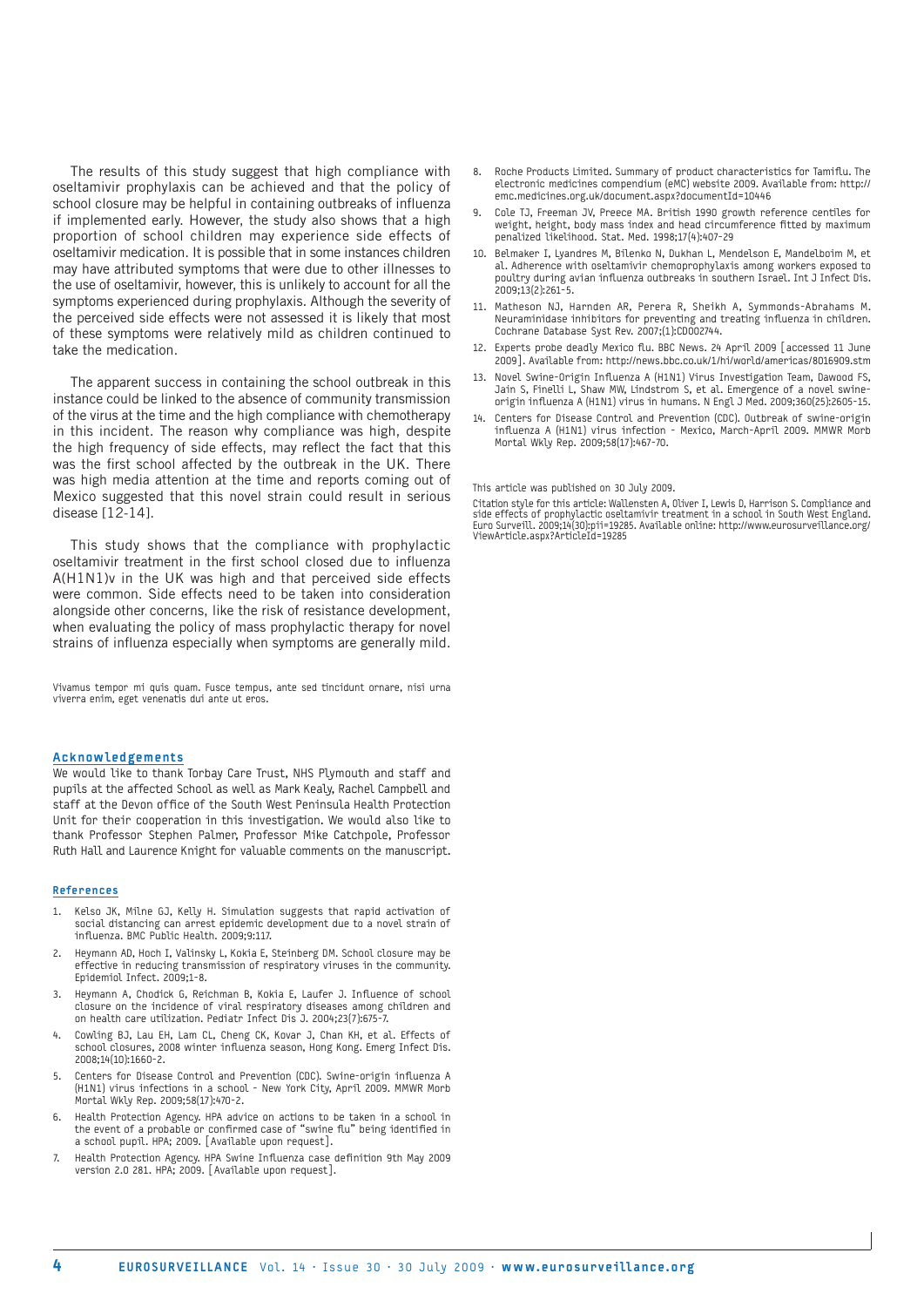The results of this study suggest that high compliance with oseltamivir prophylaxis can be achieved and that the policy of school closure may be helpful in containing outbreaks of influenza if implemented early. However, the study also shows that a high proportion of school children may experience side effects of oseltamivir medication. It is possible that in some instances children may have attributed symptoms that were due to other illnesses to the use of oseltamivir, however, this is unlikely to account for all the symptoms experienced during prophylaxis. Although the severity of the perceived side effects were not assessed it is likely that most of these symptoms were relatively mild as children continued to take the medication.

The apparent success in containing the school outbreak in this instance could be linked to the absence of community transmission of the virus at the time and the high compliance with chemotherapy in this incident. The reason why compliance was high, despite the high frequency of side effects, may reflect the fact that this was the first school affected by the outbreak in the UK. There was high media attention at the time and reports coming out of Mexico suggested that this novel strain could result in serious disease [12-14].

This study shows that the compliance with prophylactic oseltamivir treatment in the first school closed due to influenza A(H1N1)v in the UK was high and that perceived side effects were common. Side effects need to be taken into consideration alongside other concerns, like the risk of resistance development, when evaluating the policy of mass prophylactic therapy for novel strains of influenza especially when symptoms are generally mild.

Vivamus tempor mi quis quam. Fusce tempus, ante sed tincidunt ornare, nisi urna viverra enim, eget venenatis dui ante ut eros.

## Acknowledgements

We would like to thank Torbay Care Trust, NHS Plymouth and staff and pupils at the affected School as well as Mark Kealy, Rachel Campbell and staff at the Devon office of the South West Peninsula Health Protection Unit for their cooperation in this investigation. We would also like to thank Professor Stephen Palmer, Professor Mike Catchpole, Professor Ruth Hall and Laurence Knight for valuable comments on the manuscript.

## References

1. Kelso JK, Milne GJ, Kelly H. Simulation suggests that rapid activation of social distancing can arrest epidemic development due to a novel strain of influenza. BMC Public Health. 2009;9:117.
2. Heymann AD, Hoch I, Valinsky L, Kokia E, Steinberg DM. School closure may be effective in reducing transmission of respiratory viruses in the community. Epidemiol Infect. 2009;1-8.
3. Heymann A, Chodick G, Reichman B, Kokia E, Laufer J. Influence of school closure on the incidence of viral respiratory diseases among children and on health care utilization. Pediatr Infect Dis J. 2004;23(7):675-7.
4. Cowling BJ, Lau EH, Lam CL, Cheng CK, Kovar J, Chan KH, et al. Effects of school closures, 2008 winter influenza season, Hong Kong. Emerg Infect Dis. 2008;14(10):1660-2.
5. Centers for Disease Control and Prevention (CDC). Swine-origin influenza A (H1N1) virus infections in a school - New York City, April 2009. MMWR Morb Mortal Wkly Rep. 2009;58(17):470-2.
6. Health Protection Agency. HPA advice on actions to be taken in a school in the event of a probable or confirmed case of "swine flu" being identified in a school pupil. HPA; 2009. [Available upon request].
7. Health Protection Agency. HPA Swine Influenza case definition 9th May 2009 version 2.0 281. HPA; 2009. [Available upon request].
8. Roche Products Limited. Summary of product characteristics for Tamiflu. The electronic medicines compendium (eMC) website 2009. Available from: http://emc.medicines.org.uk/document.aspx?documentId=10446
9. Cole TJ, Freeman JV, Preece MA. British 1990 growth reference centiles for weight, height, body mass index and head circumference fitted by maximum penalized likelihood. Stat. Med. 1998;17(4):407-29
10. Belmaker I, Lyandres M, Bilenko N, Dukhan L, Mendelson E, Mandelboim M, et al. Adherence with oseltamivir chemoprophylaxis among workers exposed to poultry during avian influenza outbreaks in southern Israel. Int J Infect Dis. 2009;13(2):261-5.
11. Matheson NJ, Harnden AR, Perera R, Sheikh A, Symmonds-Abrahams M. Neuraminidase inhibitors for preventing and treating influenza in children. Cochrane Database Syst Rev. 2007;(1):CD002744.
12. Experts probe deadly Mexico flu. BBC News. 24 April 2009 [accessed 11 June 2009]. Available from: http://news.bbc.co.uk/1/hi/world/americas/8016909.stm
13. Novel Swine-Origin Influenza A (H1N1) Virus Investigation Team, Dawood FS, Jain S, Finelli L, Shaw MW, Lindstrom S, et al. Emergence of a novel swine-origin influenza A (H1N1) virus in humans. N Engl J Med. 2009;360(25):2605-15.
14. Centers for Disease Control and Prevention (CDC). Outbreak of swine-origin influenza A (H1N1) virus infection - Mexico, March-April 2009. MMWR Morb Mortal Wkly Rep. 2009;58(17):467-70.

This article was published on 30 July 2009.

Citation style for this article: Wallensten A, Oliver I, Lewis D, Harrison S. Compliance and side effects of prophylactic oseltamivir treatment in a school in South West England. Euro Surveill. 2009;14(30):pii=19285. Available online: http://www.eurosurveillance.org/ViewArticle.aspx?ArticleId=19285